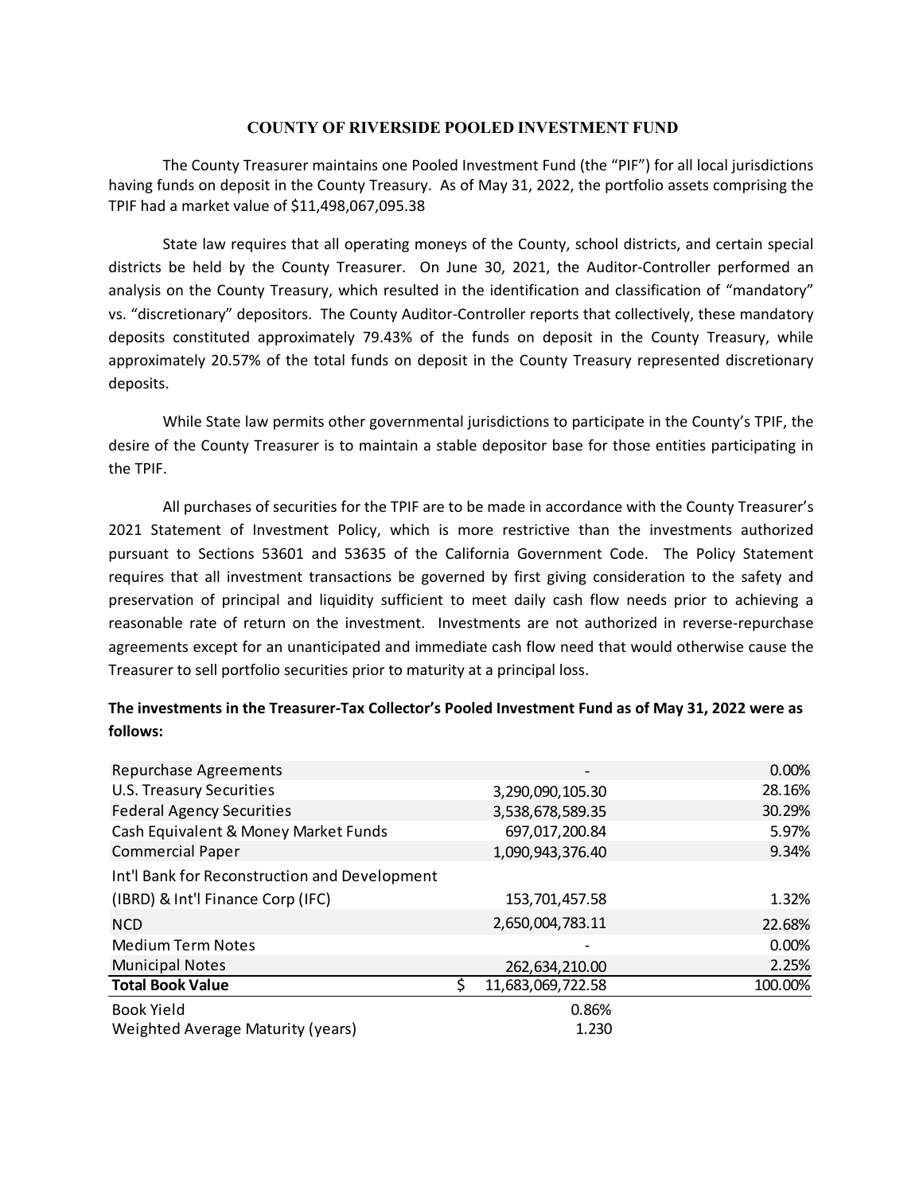# COUNTY OF RIVERSIDE POOLED INVESTMENT FUND

The County Treasurer maintains one Pooled Investment Fund (the "PIF") for all local jurisdictions having funds on deposit in the County Treasury. As of May 31, 2022, the portfolio assets comprising the TPIF had a market value of $11,498,067,095.38

State law requires that all operating moneys of the County, school districts, and certain special districts be held by the County Treasurer. On June 30, 2021, the Auditor-Controller performed an analysis on the County Treasury, which resulted in the identification and classification of "mandatory" vs. "discretionary" depositors. The County Auditor-Controller reports that collectively, these mandatory deposits constituted approximately 79.43% of the funds on deposit in the County Treasury, while approximately 20.57% of the total funds on deposit in the County Treasury represented discretionary deposits.

While State law permits other governmental jurisdictions to participate in the County's TPIF, the desire of the County Treasurer is to maintain a stable depositor base for those entities participating in the TPIF.

All purchases of securities for the TPIF are to be made in accordance with the County Treasurer's 2021 Statement of Investment Policy, which is more restrictive than the investments authorized pursuant to Sections 53601 and 53635 of the California Government Code. The Policy Statement requires that all investment transactions be governed by first giving consideration to the safety and preservation of principal and liquidity sufficient to meet daily cash flow needs prior to achieving a reasonable rate of return on the investment. Investments are not authorized in reverse-repurchase agreements except for an unanticipated and immediate cash flow need that would otherwise cause the Treasurer to sell portfolio securities prior to maturity at a principal loss.

**The investments in the Treasurer-Tax Collector's Pooled Investment Fund as of May 31, 2022 were as follows:**

| | | |
|---|---|---|
| Repurchase Agreements | - | 0.00% |
| U.S. Treasury Securities | 3,290,090,105.30 | 28.16% |
| Federal Agency Securities | 3,538,678,589.35 | 30.29% |
| Cash Equivalent & Money Market Funds | 697,017,200.84 | 5.97% |
| Commercial Paper | 1,090,943,376.40 | 9.34% |
| Int'l Bank for Reconstruction and Development (IBRD) & Int'l Finance Corp (IFC) | 153,701,457.58 | 1.32% |
| NCD | 2,650,004,783.11 | 22.68% |
| Medium Term Notes | - | 0.00% |
| Municipal Notes | 262,634,210.00 | 2.25% |
| **Total Book Value** | $ 11,683,069,722.58 | 100.00% |
| Book Yield | 0.86% | |
| Weighted Average Maturity (years) | 1.230 | |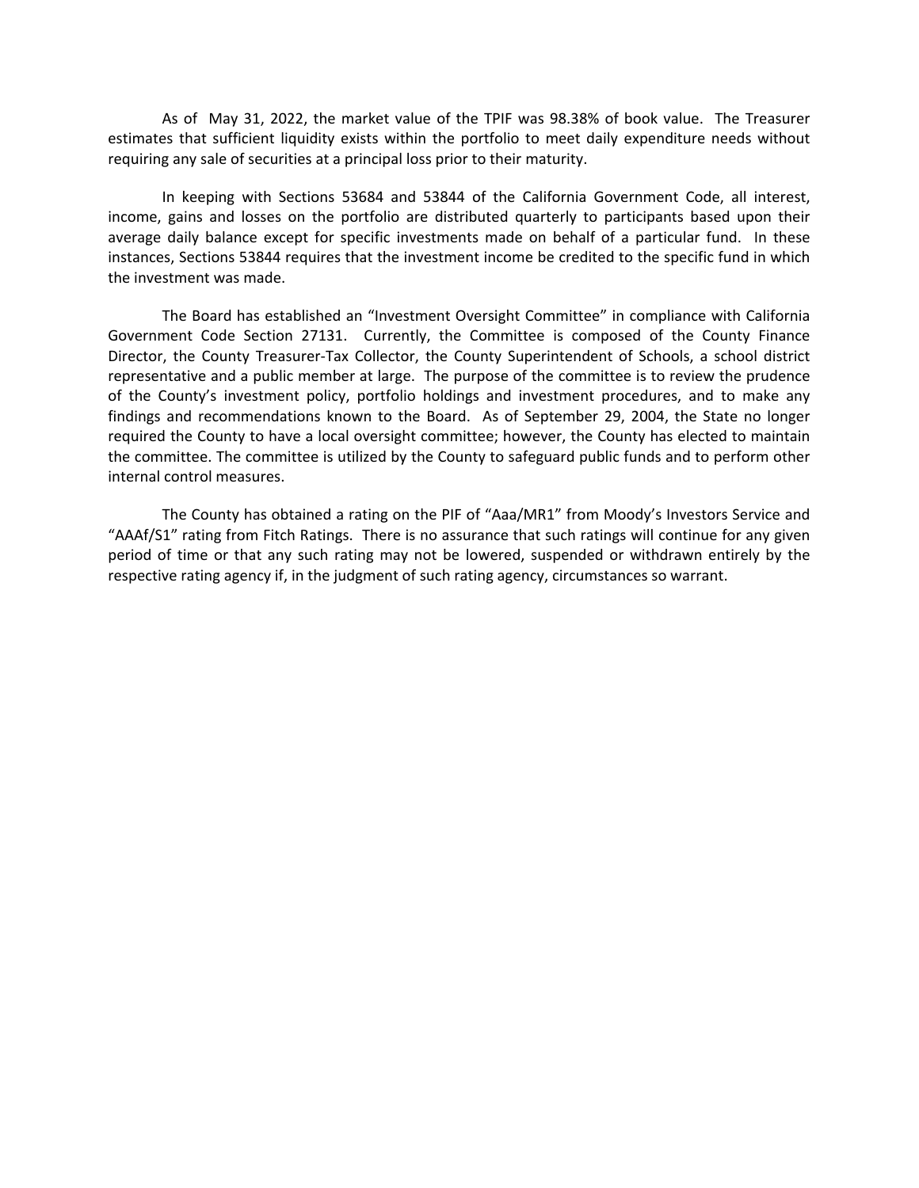As of May 31, 2022, the market value of the TPIF was 98.38% of book value. The Treasurer estimates that sufficient liquidity exists within the portfolio to meet daily expenditure needs without requiring any sale of securities at a principal loss prior to their maturity.

In keeping with Sections 53684 and 53844 of the California Government Code, all interest, income, gains and losses on the portfolio are distributed quarterly to participants based upon their average daily balance except for specific investments made on behalf of a particular fund. In these instances, Sections 53844 requires that the investment income be credited to the specific fund in which the investment was made.

The Board has established an "Investment Oversight Committee" in compliance with California Government Code Section 27131. Currently, the Committee is composed of the County Finance Director, the County Treasurer-Tax Collector, the County Superintendent of Schools, a school district representative and a public member at large. The purpose of the committee is to review the prudence of the County's investment policy, portfolio holdings and investment procedures, and to make any findings and recommendations known to the Board. As of September 29, 2004, the State no longer required the County to have a local oversight committee; however, the County has elected to maintain the committee. The committee is utilized by the County to safeguard public funds and to perform other internal control measures.

The County has obtained a rating on the PIF of "Aaa/MR1" from Moody's Investors Service and "AAAf/S1" rating from Fitch Ratings. There is no assurance that such ratings will continue for any given period of time or that any such rating may not be lowered, suspended or withdrawn entirely by the respective rating agency if, in the judgment of such rating agency, circumstances so warrant.